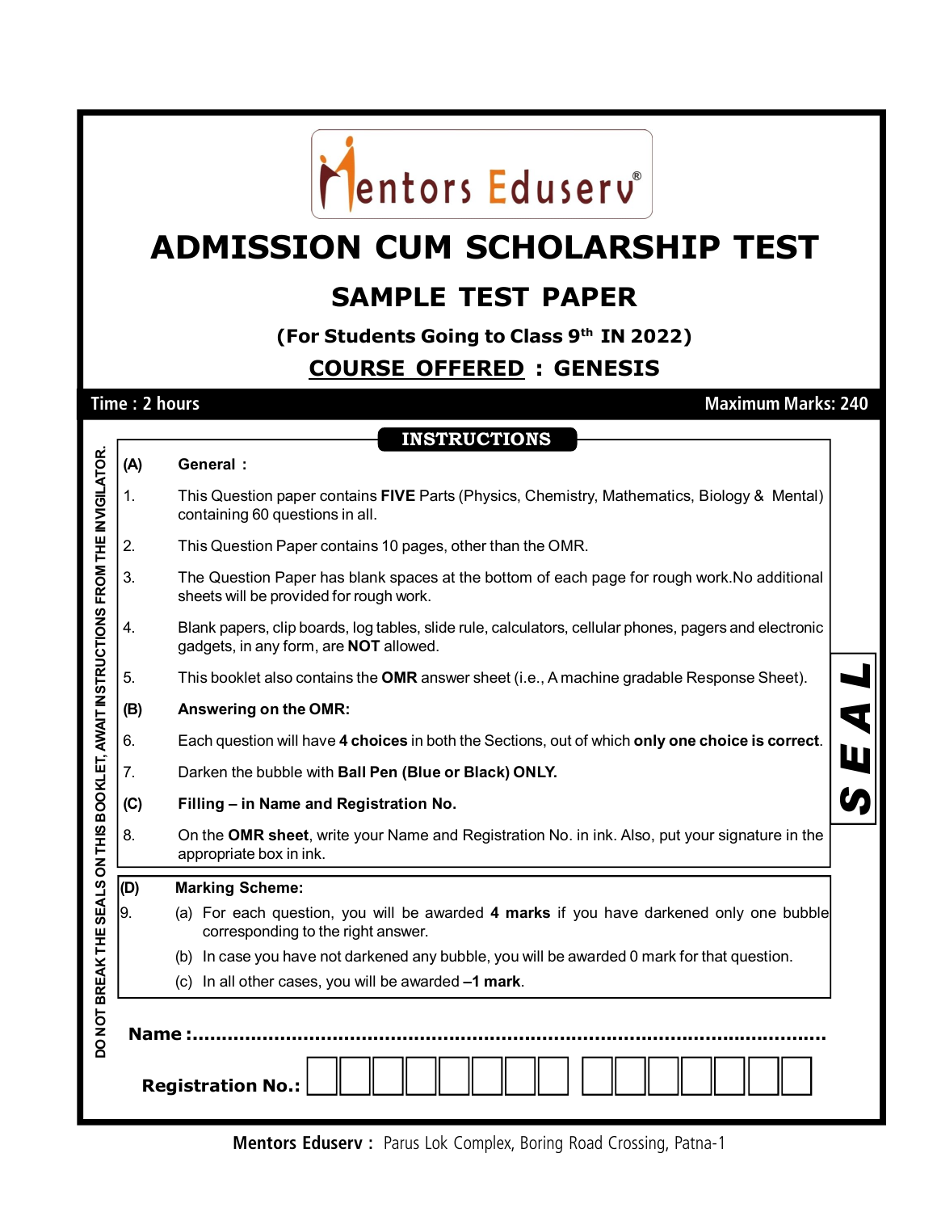Mentors Eduserv®

# ADMISSION CUM SCHOLARSHIP TEST

## SAMPLE TEST PAPER

### (For Students Going to Class 9th IN 2022)

### COURSE OFFERED : GENESIS

**Time : 2 hours** **Maximum Marks: 240**

DO NOT BREAK THE SEALS ON THIS BOOKLET, AWAIT INSTRUCTIONS FROM THE INVIGILATOR.

SEAL

## INSTRUCTIONS

**(A) General :**

1. This Question paper contains **FIVE** Parts (Physics, Chemistry, Mathematics, Biology & Mental) containing 60 questions in all.
2. This Question Paper contains 10 pages, other than the OMR.
3. The Question Paper has blank spaces at the bottom of each page for rough work.No additional sheets will be provided for rough work.
4. Blank papers, clip boards, log tables, slide rule, calculators, cellular phones, pagers and electronic gadgets, in any form, are **NOT** allowed.
5. This booklet also contains the **OMR** answer sheet (i.e., A machine gradable Response Sheet).

**(B) Answering on the OMR:**

6. Each question will have **4 choices** in both the Sections, out of which **only one choice is correct**.
7. Darken the bubble with **Ball Pen (Blue or Black) ONLY.**

**(C) Filling – in Name and Registration No.**

8. On the **OMR sheet**, write your Name and Registration No. in ink. Also, put your signature in the appropriate box in ink.

**(D) Marking Scheme:**

9. (a) For each question, you will be awarded **4 marks** if you have darkened only one bubble corresponding to the right answer.
   (b) In case you have not darkened any bubble, you will be awarded 0 mark for that question.
   (c) In all other cases, you will be awarded **–1 mark**.

**Name :**..........................................................................................................

**Registration No.:** | | | | | | | | | | | | | | | |

**Mentors Eduserv :** Parus Lok Complex, Boring Road Crossing, Patna-1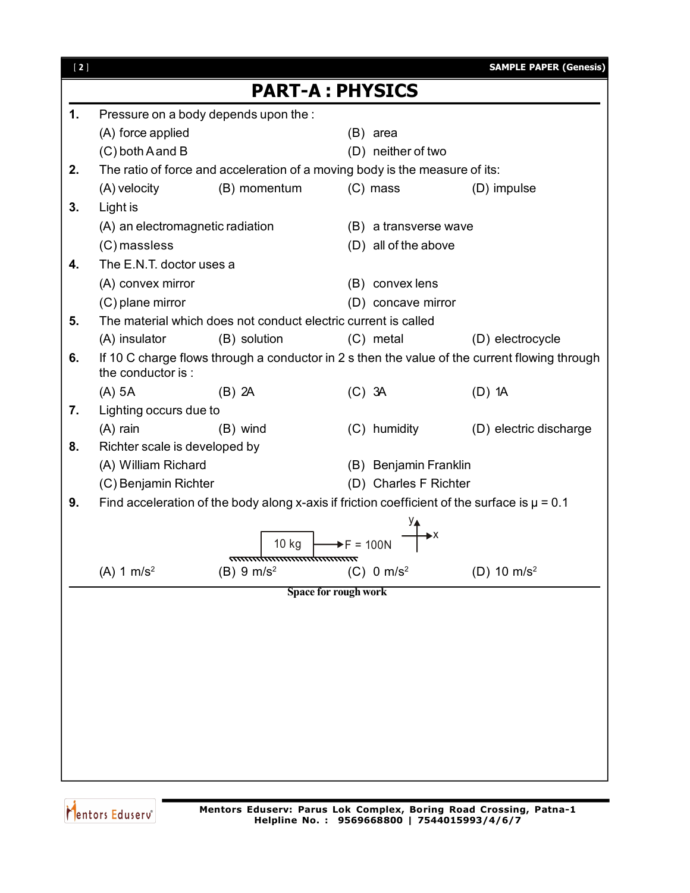# PART-A : PHYSICS

**1.** Pressure on a body depends upon the :

(A) force applied  
(B) area  
(C) both A and B  
(D) neither of two

**2.** The ratio of force and acceleration of a moving body is the measure of its:

(A) velocity  
(B) momentum  
(C) mass  
(D) impulse

**3.** Light is

(A) an electromagnetic radiation  
(B) a transverse wave  
(C) massless  
(D) all of the above

**4.** The E.N.T. doctor uses a

(A) convex mirror  
(B) convex lens  
(C) plane mirror  
(D) concave mirror

**5.** The material which does not conduct electric current is called

(A) insulator  
(B) solution  
(C) metal  
(D) electrocycle

**6.** If 10 C charge flows through a conductor in 2 s then the value of the current flowing through the conductor is :

(A) 5A  
(B) 2A  
(C) 3A  
(D) 1A

**7.** Lighting occurs due to

(A) rain  
(B) wind  
(C) humidity  
(D) electric discharge

**8.** Richter scale is developed by

(A) William Richard  
(B) Benjamin Franklin  
(C) Benjamin Richter  
(D) Charles F Richter

**9.** Find acceleration of the body along x-axis if friction coefficient of the surface is $\mu = 0.1$

10 kg → F = 100N

(A) 1 $m/s^2$  
(B) 9 $m/s^2$  
(C) 0 $m/s^2$  
(D) 10 $m/s^2$

Space for rough work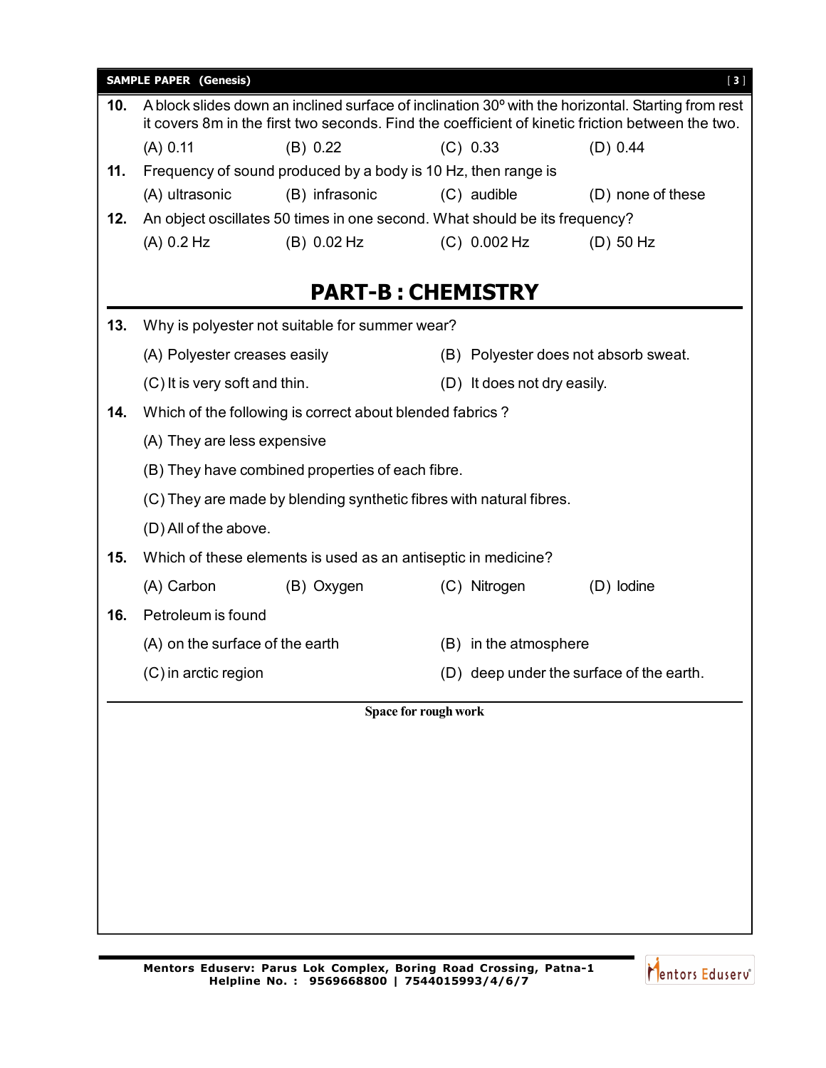**10.** A block slides down an inclined surface of inclination 30° with the horizontal. Starting from rest it covers 8m in the first two seconds. Find the coefficient of kinetic friction between the two.

(A) 0.11 (B) 0.22 (C) 0.33 (D) 0.44

**11.** Frequency of sound produced by a body is 10 Hz, then range is

(A) ultrasonic (B) infrasonic (C) audible (D) none of these

**12.** An object oscillates 50 times in one second. What should be its frequency?

(A) 0.2 Hz (B) 0.02 Hz (C) 0.002 Hz (D) 50 Hz

## PART-B : CHEMISTRY

**13.** Why is polyester not suitable for summer wear?

(A) Polyester creases easily

(B) Polyester does not absorb sweat.

(C) It is very soft and thin.

(D) It does not dry easily.

**14.** Which of the following is correct about blended fabrics ?

(A) They are less expensive

(B) They have combined properties of each fibre.

(C) They are made by blending synthetic fibres with natural fibres.

(D) All of the above.

**15.** Which of these elements is used as an antiseptic in medicine?

(A) Carbon (B) Oxygen (C) Nitrogen (D) Iodine

**16.** Petroleum is found

(A) on the surface of the earth

(B) in the atmosphere

(C) in arctic region

(D) deep under the surface of the earth.

**Space for rough work**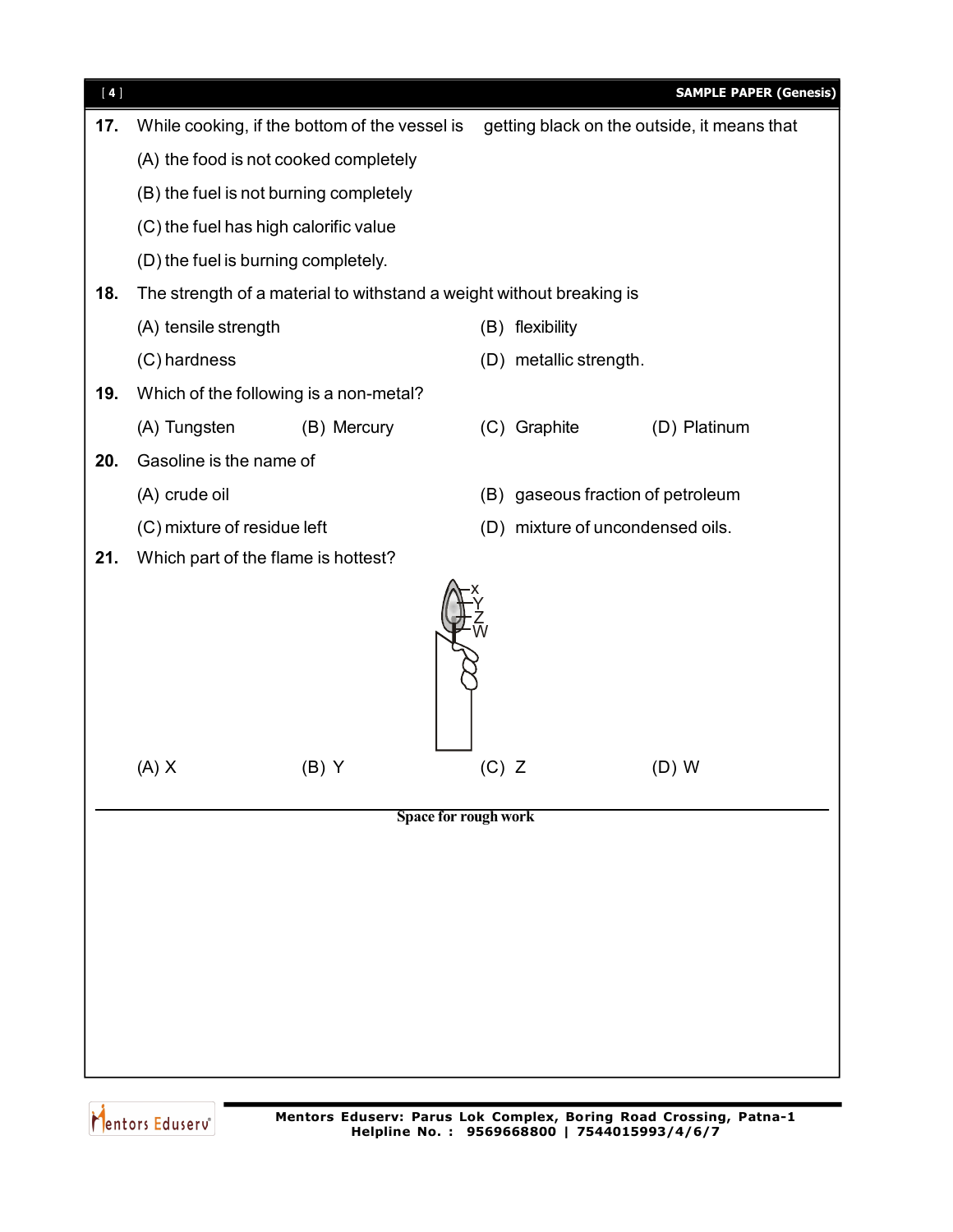17. While cooking, if the bottom of the vessel is getting black on the outside, it means that

(A) the food is not cooked completely

(B) the fuel is not burning completely

(C) the fuel has high calorific value

(D) the fuel is burning completely.

18. The strength of a material to withstand a weight without breaking is

(A) tensile strength (B) flexibility

(C) hardness (D) metallic strength.

19. Which of the following is a non-metal?

(A) Tungsten (B) Mercury (C) Graphite (D) Platinum

20. Gasoline is the name of

(A) crude oil (B) gaseous fraction of petroleum

(C) mixture of residue left (D) mixture of uncondensed oils.

21. Which part of the flame is hottest?

(A) X (B) Y (C) Z (D) W

Space for rough work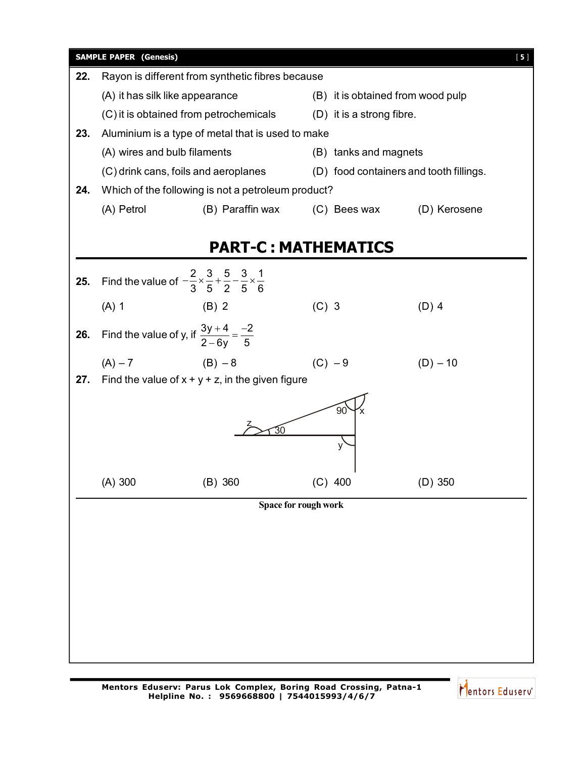**22.** Rayon is different from synthetic fibres because

(A) it has silk like appearance
(B) it is obtained from wood pulp
(C) it is obtained from petrochemicals
(D) it is a strong fibre.

**23.** Aluminium is a type of metal that is used to make

(A) wires and bulb filaments
(B) tanks and magnets
(C) drink cans, foils and aeroplanes
(D) food containers and tooth fillings.

**24.** Which of the following is not a petroleum product?

(A) Petrol
(B) Paraffin wax
(C) Bees wax
(D) Kerosene

# PART-C : MATHEMATICS

**25.** Find the value of $-\frac{2}{3}\times\frac{3}{5}+\frac{5}{2}-\frac{3}{5}\times\frac{1}{6}$

(A) 1
(B) 2
(C) 3
(D) 4

**26.** Find the value of y, if $\frac{3y+4}{2-6y}=\frac{-2}{5}$

(A) – 7
(B) – 8
(C) – 9
(D) – 10

**27.** Find the value of x + y + z, in the given figure

(A) 300
(B) 360
(C) 400
(D) 350

**Space for rough work**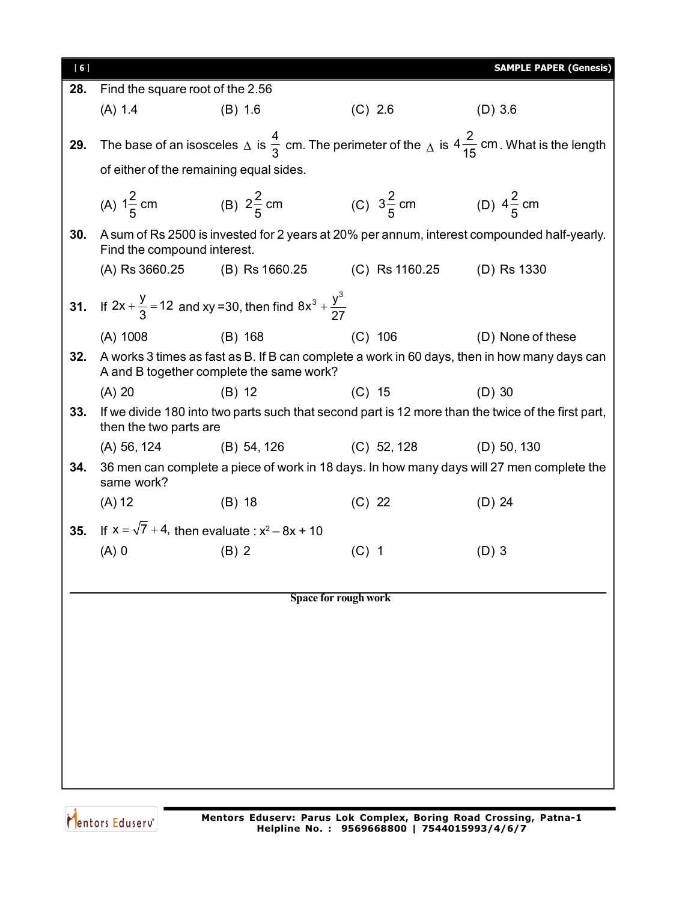**28.** Find the square root of the 2.56

(A) 1.4 (B) 1.6 (C) 2.6 (D) 3.6

**29.** The base of an isosceles $\Delta$ is $\frac{4}{3}$ cm. The perimeter of the $\Delta$ is $4\frac{2}{15}$ cm. What is the length of either of the remaining equal sides.

(A) $1\frac{2}{5}$ cm (B) $2\frac{2}{5}$ cm (C) $3\frac{2}{5}$ cm (D) $4\frac{2}{5}$ cm

**30.** A sum of Rs 2500 is invested for 2 years at 20% per annum, interest compounded half-yearly. Find the compound interest.

(A) Rs 3660.25 (B) Rs 1660.25 (C) Rs 1160.25 (D) Rs 1330

**31.** If $2x + \frac{y}{3} = 12$ and xy =30, then find $8x^3 + \frac{y^3}{27}$

(A) 1008 (B) 168 (C) 106 (D) None of these

**32.** A works 3 times as fast as B. If B can complete a work in 60 days, then in how many days can A and B together complete the same work?

(A) 20 (B) 12 (C) 15 (D) 30

**33.** If we divide 180 into two parts such that second part is 12 more than the twice of the first part, then the two parts are

(A) 56, 124 (B) 54, 126 (C) 52, 128 (D) 50, 130

**34.** 36 men can complete a piece of work in 18 days. In how many days will 27 men complete the same work?

(A) 12 (B) 18 (C) 22 (D) 24

**35.** If $x = \sqrt{7} + 4$, then evaluate : $x^2 - 8x + 10$

(A) 0 (B) 2 (C) 1 (D) 3

Space for rough work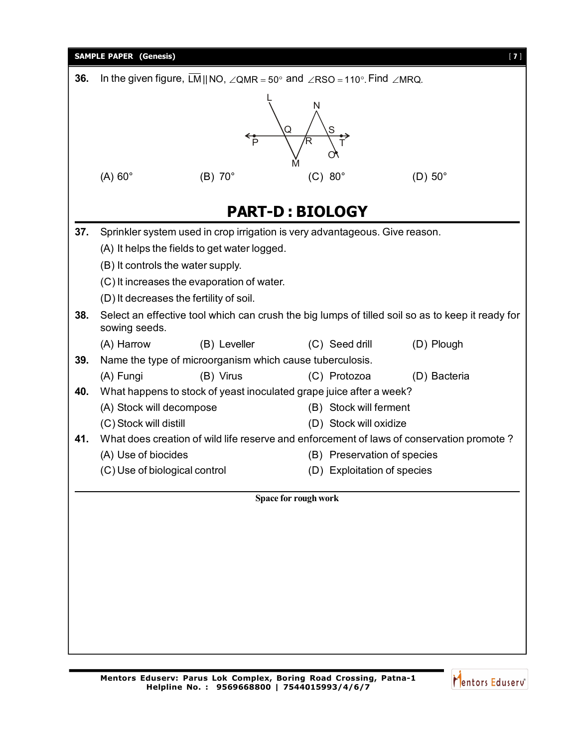36. In the given figure, $\overline{LM} \parallel NO$, $\angle QMR = 50^\circ$ and $\angle RSO = 110^\circ$. Find $\angle MRQ$.

(A) 60°　　(B) 70°　　(C) 80°　　(D) 50°

## PART-D : BIOLOGY

37. Sprinkler system used in crop irrigation is very advantageous. Give reason.

(A) It helps the fields to get water logged.

(B) It controls the water supply.

(C) It increases the evaporation of water.

(D) It decreases the fertility of soil.

38. Select an effective tool which can crush the big lumps of tilled soil so as to keep it ready for sowing seeds.

(A) Harrow　　(B) Leveller　　(C) Seed drill　　(D) Plough

39. Name the type of microorganism which cause tuberculosis.

(A) Fungi　　(B) Virus　　(C) Protozoa　　(D) Bacteria

40. What happens to stock of yeast inoculated grape juice after a week?

(A) Stock will decompose　　(B) Stock will ferment

(C) Stock will distill　　(D) Stock will oxidize

41. What does creation of wild life reserve and enforcement of laws of conservation promote ?

(A) Use of biocides　　(B) Preservation of species

(C) Use of biological control　　(D) Exploitation of species

**Space for rough work**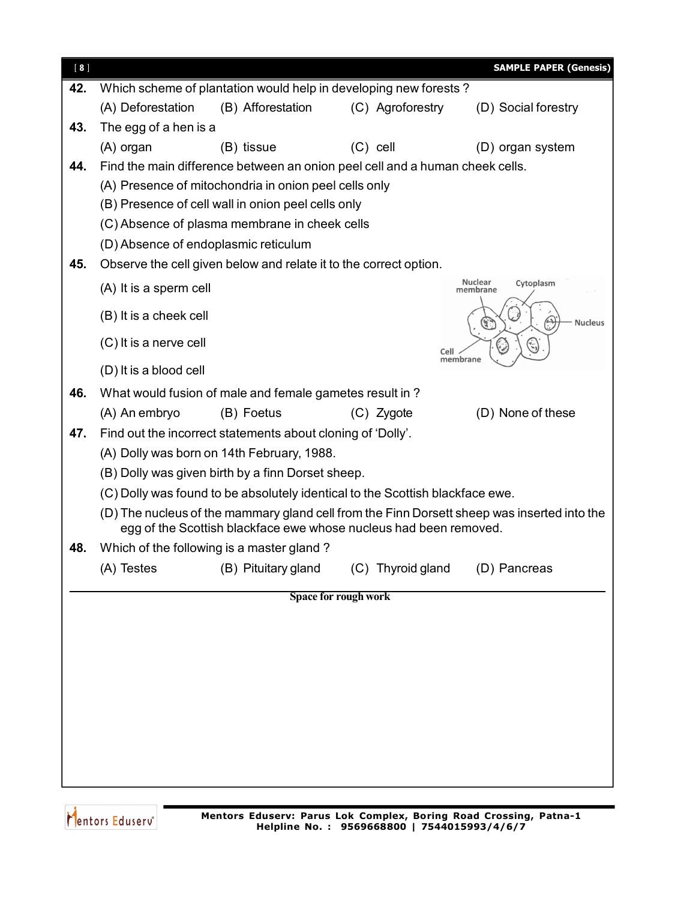**42.** Which scheme of plantation would help in developing new forests ?

(A) Deforestation (B) Afforestation (C) Agroforestry (D) Social forestry

**43.** The egg of a hen is a

(A) organ (B) tissue (C) cell (D) organ system

**44.** Find the main difference between an onion peel cell and a human cheek cells.

(A) Presence of mitochondria in onion peel cells only

(B) Presence of cell wall in onion peel cells only

(C) Absence of plasma membrane in cheek cells

(D) Absence of endoplasmic reticulum

**45.** Observe the cell given below and relate it to the correct option.

(A) It is a sperm cell

(B) It is a cheek cell

(C) It is a nerve cell

(D) It is a blood cell

**46.** What would fusion of male and female gametes result in ?

(A) An embryo (B) Foetus (C) Zygote (D) None of these

**47.** Find out the incorrect statements about cloning of 'Dolly'.

(A) Dolly was born on 14th February, 1988.

(B) Dolly was given birth by a finn Dorset sheep.

(C) Dolly was found to be absolutely identical to the Scottish blackface ewe.

(D) The nucleus of the mammary gland cell from the Finn Dorsett sheep was inserted into the egg of the Scottish blackface ewe whose nucleus had been removed.

**48.** Which of the following is a master gland ?

(A) Testes (B) Pituitary gland (C) Thyroid gland (D) Pancreas

**Space for rough work**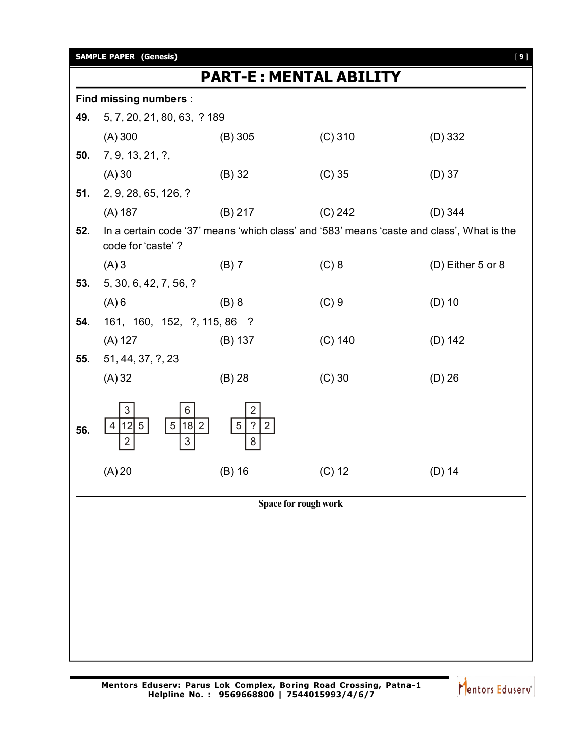## PART-E : MENTAL ABILITY

**Find missing numbers :**

**49.** 5, 7, 20, 21, 80, 63, ? 189

(A) 300 (B) 305 (C) 310 (D) 332

**50.** 7, 9, 13, 21, ?,

(A) 30 (B) 32 (C) 35 (D) 37

**51.** 2, 9, 28, 65, 126, ?

(A) 187 (B) 217 (C) 242 (D) 344

**52.** In a certain code '37' means 'which class' and '583' means 'caste and class', What is the code for 'caste' ?

(A) 3 (B) 7 (C) 8 (D) Either 5 or 8

**53.** 5, 30, 6, 42, 7, 56, ?

(A) 6 (B) 8 (C) 9 (D) 10

**54.** 161, 160, 152, ?, 115, 86 ?

(A) 127 (B) 137 (C) 140 (D) 142

**55.** 51, 44, 37, ?, 23

(A) 32 (B) 28 (C) 30 (D) 26

**56.**

| | | |
|---|---|---|
| | 3 | |
| 4 | 12 | 5 |
| | 2 | |

| | | |
|---|---|---|
| | 6 | |
| 5 | 18 | 2 |
| | 3 | |

| | | |
|---|---|---|
| | 2 | |
| 5 | ? | 2 |
| | 8 | |

(A) 20 (B) 16 (C) 12 (D) 14

Space for rough work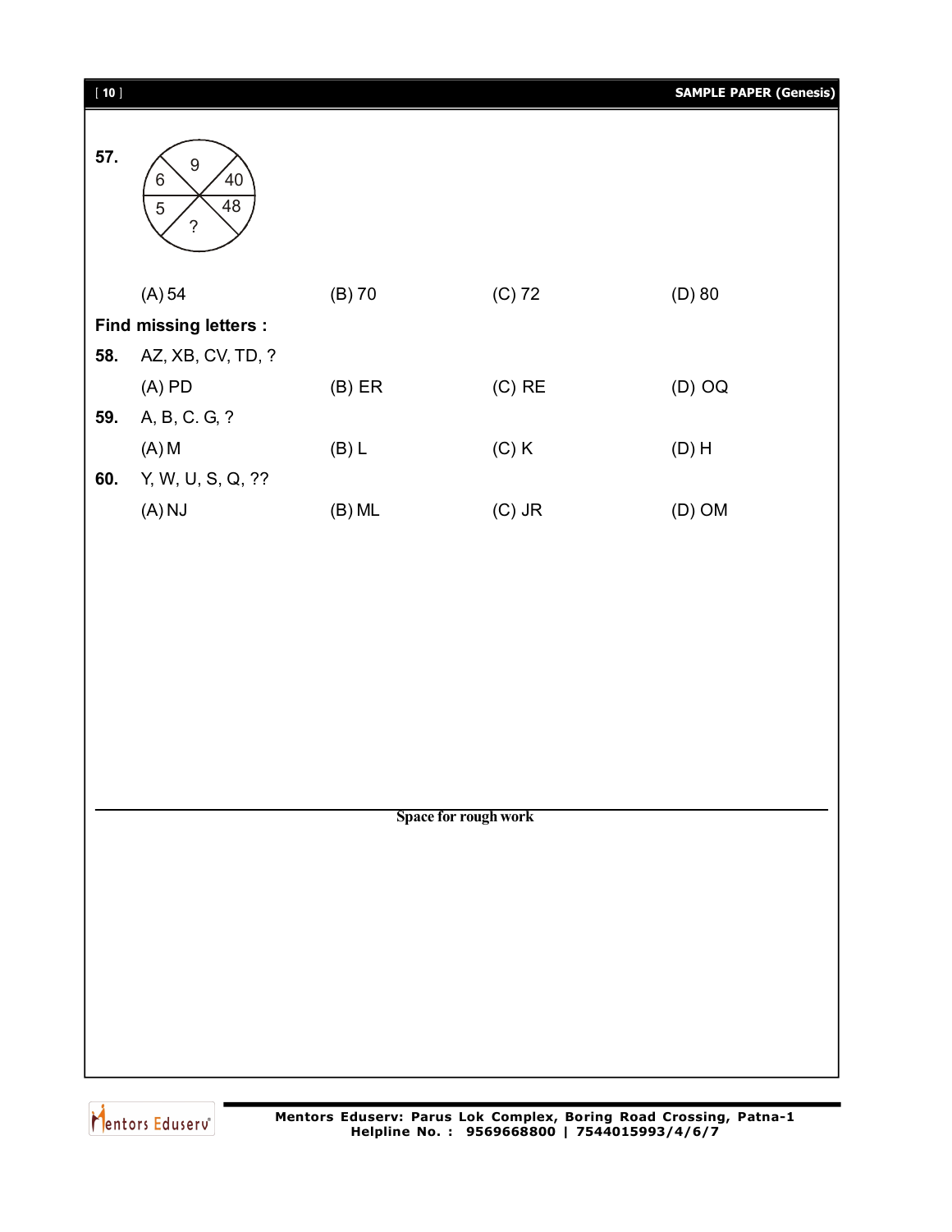**57.**

| 6 | 9 | 40 |
|---|---|---|
| 5 | ? | 48 |

(A) 54 (B) 70 (C) 72 (D) 80

**Find missing letters :**

**58.** AZ, XB, CV, TD, ?

(A) PD (B) ER (C) RE (D) OQ

**59.** A, B, C. G, ?

(A) M (B) L (C) K (D) H

**60.** Y, W, U, S, Q, ??

(A) NJ (B) ML (C) JR (D) OM

**Space for rough work**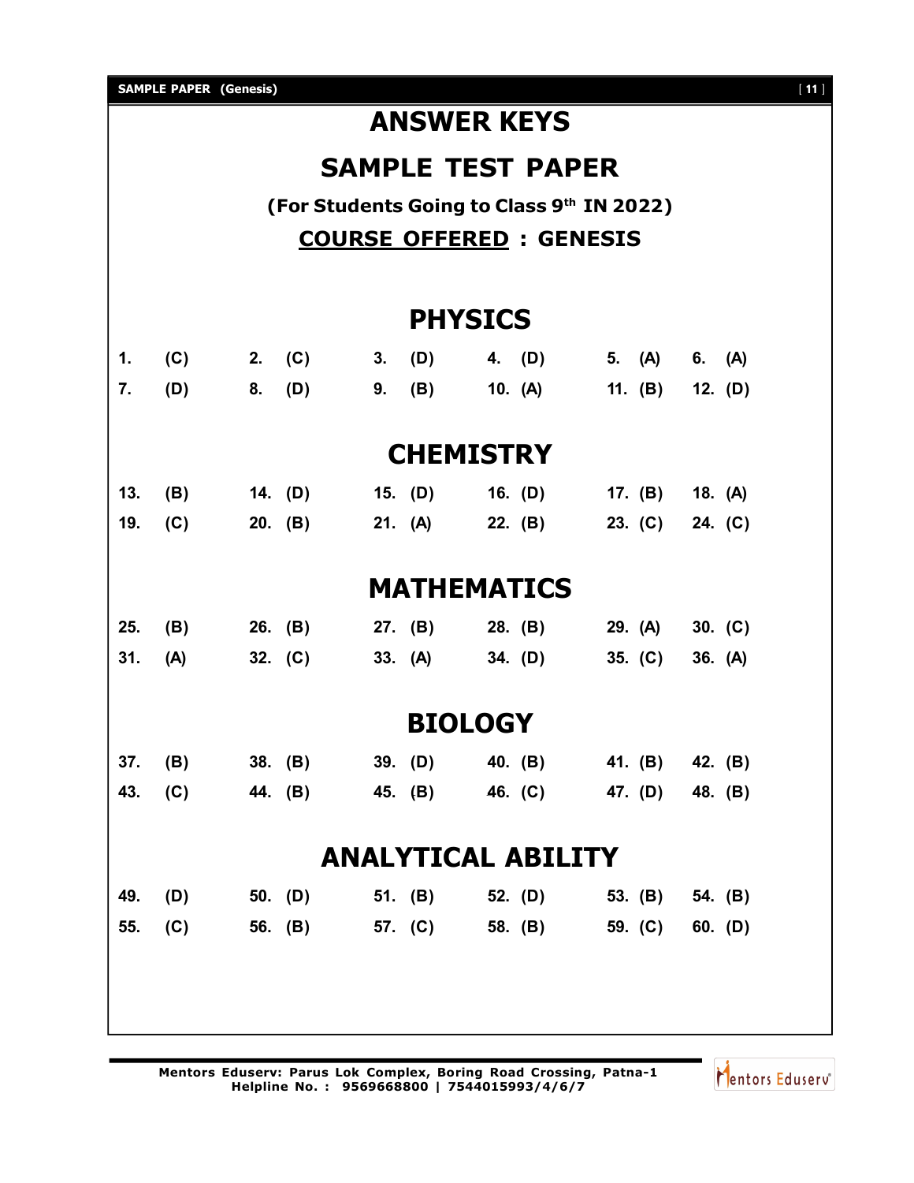# ANSWER KEYS

# SAMPLE TEST PAPER

**(For Students Going to Class 9th IN 2022)**

**COURSE OFFERED : GENESIS**

## PHYSICS

| | | | | | |
|---|---|---|---|---|---|
| 1. (C) | 2. (C) | 3. (D) | 4. (D) | 5. (A) | 6. (A) |
| 7. (D) | 8. (D) | 9. (B) | 10. (A) | 11. (B) | 12. (D) |

## CHEMISTRY

| | | | | | |
|---|---|---|---|---|---|
| 13. (B) | 14. (D) | 15. (D) | 16. (D) | 17. (B) | 18. (A) |
| 19. (C) | 20. (B) | 21. (A) | 22. (B) | 23. (C) | 24. (C) |

## MATHEMATICS

| | | | | | |
|---|---|---|---|---|---|
| 25. (B) | 26. (B) | 27. (B) | 28. (B) | 29. (A) | 30. (C) |
| 31. (A) | 32. (C) | 33. (A) | 34. (D) | 35. (C) | 36. (A) |

## BIOLOGY

| | | | | | |
|---|---|---|---|---|---|
| 37. (B) | 38. (B) | 39. (D) | 40. (B) | 41. (B) | 42. (B) |
| 43. (C) | 44. (B) | 45. (B) | 46. (C) | 47. (D) | 48. (B) |

## ANALYTICAL ABILITY

| | | | | | |
|---|---|---|---|---|---|
| 49. (D) | 50. (D) | 51. (B) | 52. (D) | 53. (B) | 54. (B) |
| 55. (C) | 56. (B) | 57. (C) | 58. (B) | 59. (C) | 60. (D) |